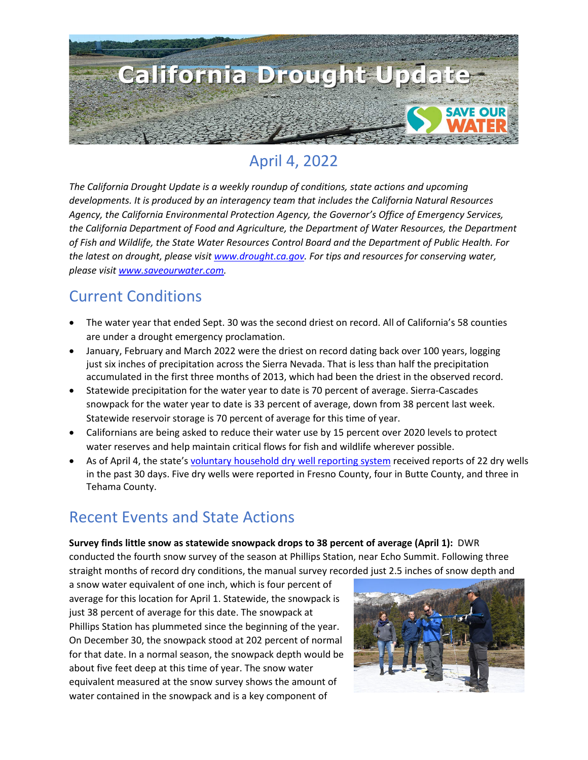# California Drought Update

## April 4, 2022

*The California Drought Update is a weekly roundup of conditions, state actions and upcoming developments. It is produced by an interagency team that includes the California Natural Resources Agency, the California Environmental Protection Agency, the Governor's Office of Emergency Services, the California Department of Food and Agriculture, the Department of Water Resources, the Department of Fish and Wildlife, the State Water Resources Control Board and the Department of Public Health. For the latest on drought, please visit [www.drought.ca.gov](www.drought.ca.gov). For tips and resources for conserving water, please visit [www.saveourwater.com](www.saveourwater.com).*

## Current Conditions

- The water year that ended Sept. 30 was the second driest on record. All of California's 58 counties are under a drought emergency proclamation.
- January, February and March 2022 were the driest on record dating back over 100 years, logging just six inches of precipitation across the Sierra Nevada. That is less than half the precipitation accumulated in the first three months of 2013, which had been the driest in the observed record.
- Statewide precipitation for the water year to date is 70 percent of average. Sierra-Cascades snowpack for the water year to date is 33 percent of average, down from 38 percent last week. Statewide reservoir storage is 70 percent of average for this time of year.
- Californians are being asked to reduce their water use by 15 percent over 2020 levels to protect water reserves and help maintain critical flows for fish and wildlife wherever possible.
- As of April 4, the state's voluntary household dry well reporting system received reports of 22 dry wells in the past 30 days. Five dry wells were reported in Fresno County, four in Butte County, and three in Tehama County.

## Recent Events and State Actions

**Survey finds little snow as statewide snowpack drops to 38 percent of average (April 1):** DWR conducted the fourth snow survey of the season at Phillips Station, near Echo Summit. Following three straight months of record dry conditions, the manual survey recorded just 2.5 inches of snow depth and a snow water equivalent of one inch, which is four percent of average for this location for April 1. Statewide, the snowpack is just 38 percent of average for this date. The snowpack at Phillips Station has plummeted since the beginning of the year. On December 30, the snowpack stood at 202 percent of normal for that date. In a normal season, the snowpack depth would be about five feet deep at this time of year. The snow water equivalent measured at the snow survey shows the amount of water contained in the snowpack and is a key component of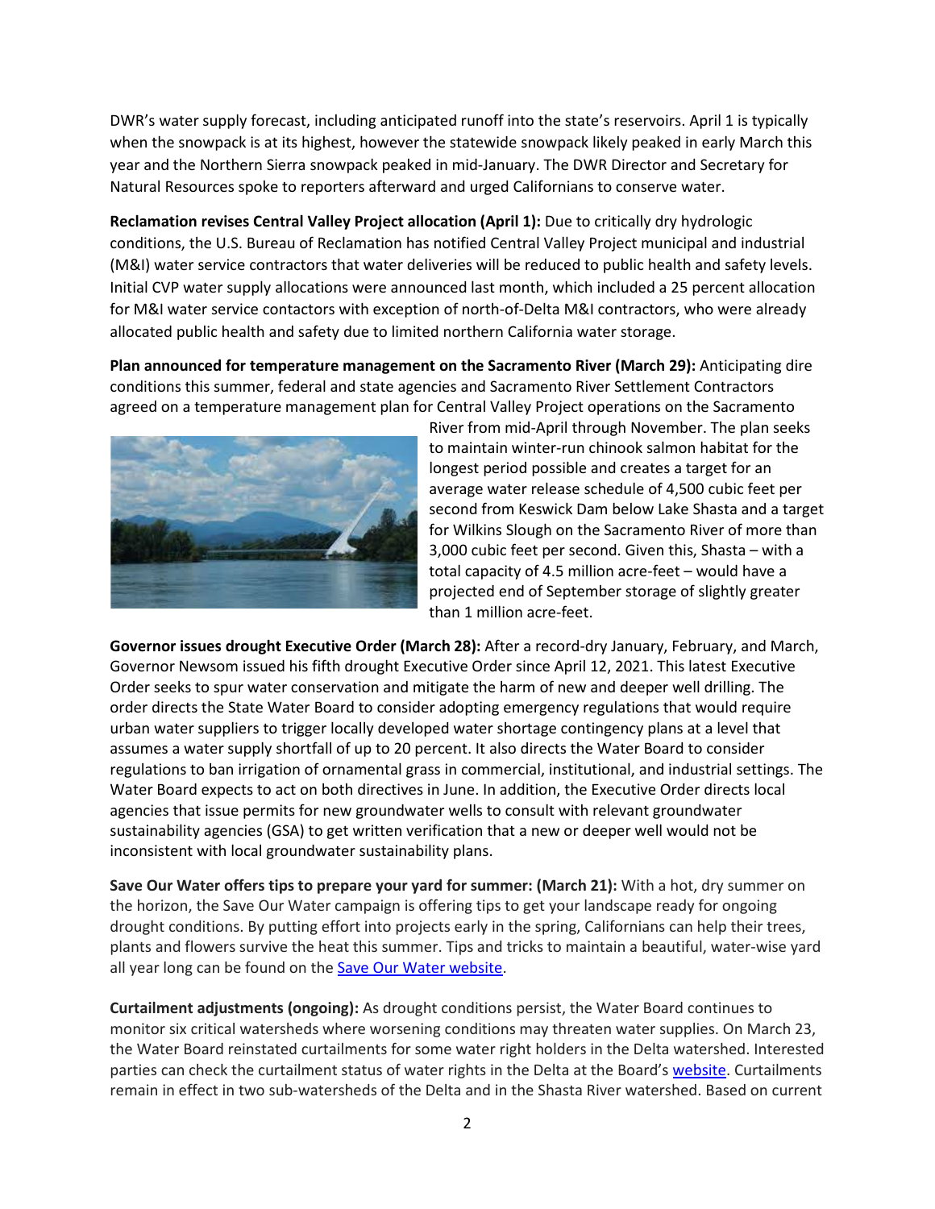DWR's water supply forecast, including anticipated runoff into the state's reservoirs. April 1 is typically when the snowpack is at its highest, however the statewide snowpack likely peaked in early March this year and the Northern Sierra snowpack peaked in mid-January. The DWR Director and Secretary for Natural Resources spoke to reporters afterward and urged Californians to conserve water.

**Reclamation revises Central Valley Project allocation (April 1):** Due to critically dry hydrologic conditions, the U.S. Bureau of Reclamation has notified Central Valley Project municipal and industrial (M&I) water service contractors that water deliveries will be reduced to public health and safety levels. Initial CVP water supply allocations were announced last month, which included a 25 percent allocation for M&I water service contactors with exception of north-of-Delta M&I contractors, who were already allocated public health and safety due to limited northern California water storage.

**Plan announced for temperature management on the Sacramento River (March 29):** Anticipating dire conditions this summer, federal and state agencies and Sacramento River Settlement Contractors agreed on a temperature management plan for Central Valley Project operations on the Sacramento River from mid-April through November. The plan seeks to maintain winter-run chinook salmon habitat for the longest period possible and creates a target for an average water release schedule of 4,500 cubic feet per second from Keswick Dam below Lake Shasta and a target for Wilkins Slough on the Sacramento River of more than 3,000 cubic feet per second. Given this, Shasta – with a total capacity of 4.5 million acre-feet – would have a projected end of September storage of slightly greater than 1 million acre-feet.

**Governor issues drought Executive Order (March 28):** After a record-dry January, February, and March, Governor Newsom issued his fifth drought Executive Order since April 12, 2021. This latest Executive Order seeks to spur water conservation and mitigate the harm of new and deeper well drilling. The order directs the State Water Board to consider adopting emergency regulations that would require urban water suppliers to trigger locally developed water shortage contingency plans at a level that assumes a water supply shortfall of up to 20 percent. It also directs the Water Board to consider regulations to ban irrigation of ornamental grass in commercial, institutional, and industrial settings. The Water Board expects to act on both directives in June. In addition, the Executive Order directs local agencies that issue permits for new groundwater wells to consult with relevant groundwater sustainability agencies (GSA) to get written verification that a new or deeper well would not be inconsistent with local groundwater sustainability plans.

**Save Our Water offers tips to prepare your yard for summer: (March 21):** With a hot, dry summer on the horizon, the Save Our Water campaign is offering tips to get your landscape ready for ongoing drought conditions. By putting effort into projects early in the spring, Californians can help their trees, plants and flowers survive the heat this summer. Tips and tricks to maintain a beautiful, water-wise yard all year long can be found on the Save Our Water website.

**Curtailment adjustments (ongoing):** As drought conditions persist, the Water Board continues to monitor six critical watersheds where worsening conditions may threaten water supplies. On March 23, the Water Board reinstated curtailments for some water right holders in the Delta watershed. Interested parties can check the curtailment status of water rights in the Delta at the Board's website. Curtailments remain in effect in two sub-watersheds of the Delta and in the Shasta River watershed. Based on current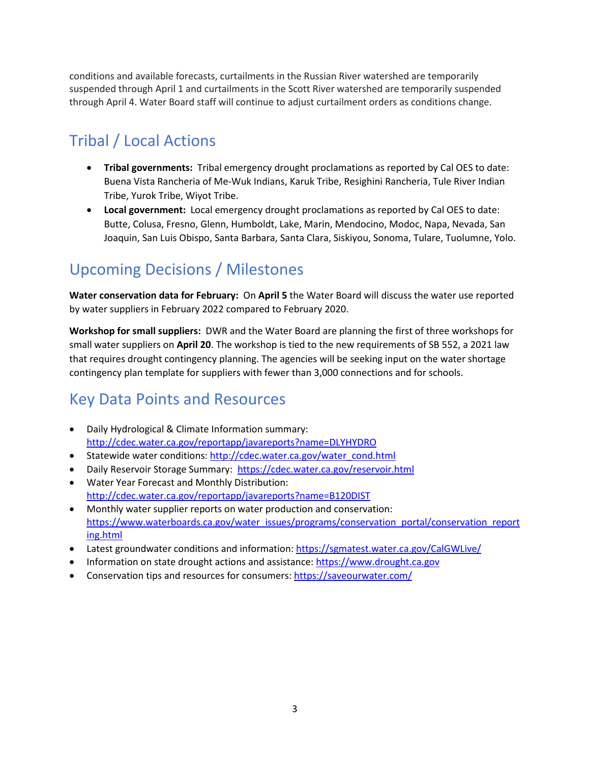conditions and available forecasts, curtailments in the Russian River watershed are temporarily suspended through April 1 and curtailments in the Scott River watershed are temporarily suspended through April 4. Water Board staff will continue to adjust curtailment orders as conditions change.

## Tribal / Local Actions

- **Tribal governments:** Tribal emergency drought proclamations as reported by Cal OES to date: Buena Vista Rancheria of Me-Wuk Indians, Karuk Tribe, Resighini Rancheria, Tule River Indian Tribe, Yurok Tribe, Wiyot Tribe.
- **Local government:** Local emergency drought proclamations as reported by Cal OES to date: Butte, Colusa, Fresno, Glenn, Humboldt, Lake, Marin, Mendocino, Modoc, Napa, Nevada, San Joaquin, San Luis Obispo, Santa Barbara, Santa Clara, Siskiyou, Sonoma, Tulare, Tuolumne, Yolo.

## Upcoming Decisions / Milestones

**Water conservation data for February:** On **April 5** the Water Board will discuss the water use reported by water suppliers in February 2022 compared to February 2020.

**Workshop for small suppliers:** DWR and the Water Board are planning the first of three workshops for small water suppliers on **April 20**. The workshop is tied to the new requirements of SB 552, a 2021 law that requires drought contingency planning. The agencies will be seeking input on the water shortage contingency plan template for suppliers with fewer than 3,000 connections and for schools.

## Key Data Points and Resources

- Daily Hydrological & Climate Information summary: http://cdec.water.ca.gov/reportapp/javareports?name=DLYHYDRO
- Statewide water conditions: http://cdec.water.ca.gov/water_cond.html
- Daily Reservoir Storage Summary: https://cdec.water.ca.gov/reservoir.html
- Water Year Forecast and Monthly Distribution: http://cdec.water.ca.gov/reportapp/javareports?name=B120DIST
- Monthly water supplier reports on water production and conservation: https://www.waterboards.ca.gov/water_issues/programs/conservation_portal/conservation_reporting.html
- Latest groundwater conditions and information: https://sgmatest.water.ca.gov/CalGWLive/
- Information on state drought actions and assistance: https://www.drought.ca.gov
- Conservation tips and resources for consumers: https://saveourwater.com/